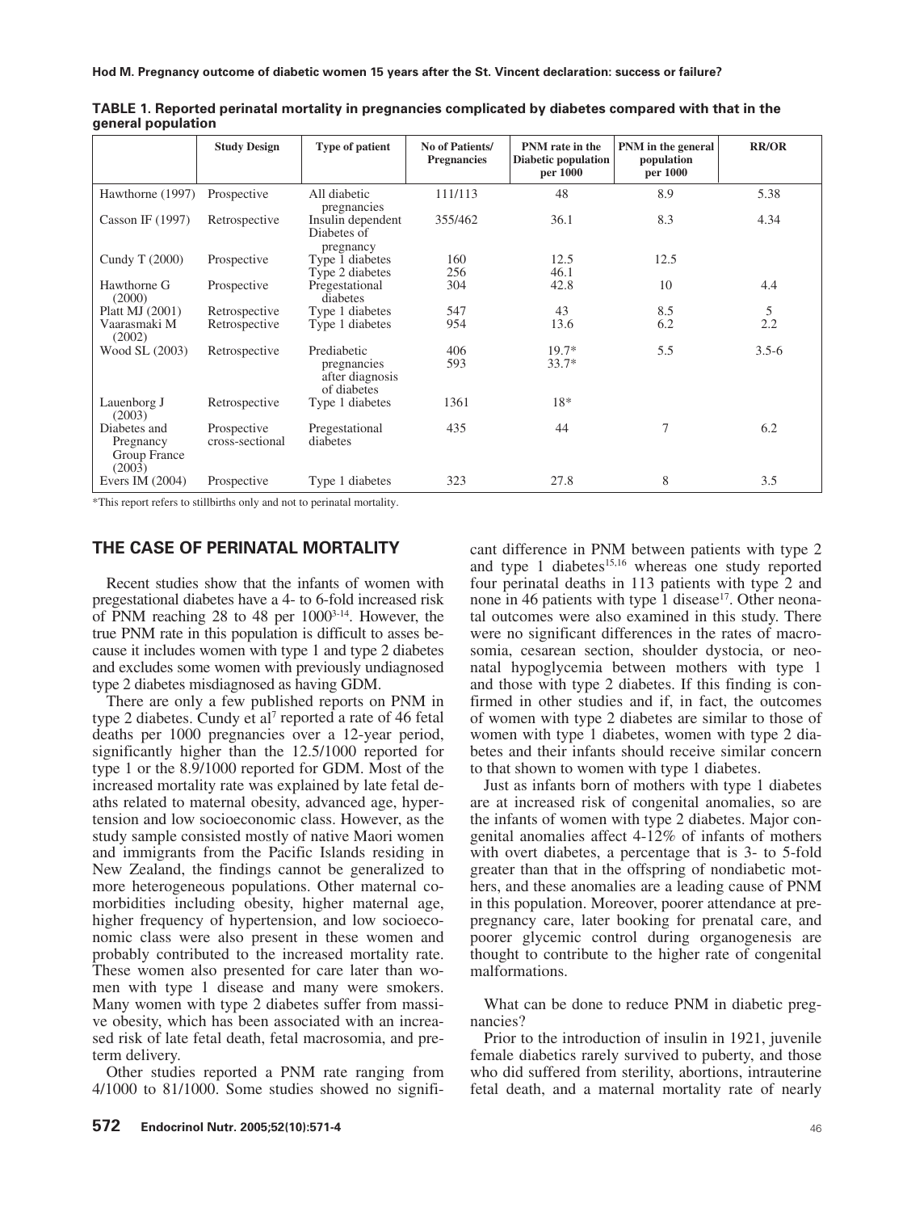**TABLE 1. Reported perinatal mortality in pregnancies complicated by diabetes compared with that in the general population**

| | Study Design | Type of patient | No of Patients/ Pregnancies | PNM rate in the Diabetic population per 1000 | PNM in the general population per 1000 | RR/OR |
|---|---|---|---|---|---|---|
| Hawthorne (1997) | Prospective | All diabetic pregnancies | 111/113 | 48 | 8.9 | 5.38 |
| Casson IF (1997) | Retrospective | Insulin dependent Diabetes of pregnancy | 355/462 | 36.1 | 8.3 | 4.34 |
| Cundy T (2000) | Prospective | Type 1 diabetes<br>Type 2 diabetes | 160<br>256 | 12.5<br>46.1 | 12.5 | |
| Hawthorne G (2000) | Prospective | Pregestational diabetes | 304 | 42.8 | 10 | 4.4 |
| Platt MJ (2001) | Retrospective | Type 1 diabetes | 547 | 43 | 8.5 | 5 |
| Vaarasmaki M (2002) | Retrospective | Type 1 diabetes | 954 | 13.6 | 6.2 | 2.2 |
| Wood SL (2003) | Retrospective | Prediabetic pregnancies after diagnosis of diabetes | 406<br>593 | 19.7*<br>33.7* | 5.5 | 3.5-6 |
| Lauenborg J (2003) | Retrospective | Type 1 diabetes | 1361 | 18* | | |
| Diabetes and Pregnancy Group France (2003) | Prospective cross-sectional | Pregestational diabetes | 435 | 44 | 7 | 6.2 |
| Evers IM (2004) | Prospective | Type 1 diabetes | 323 | 27.8 | 8 | 3.5 |

*This report refers to stillbirths only and not to perinatal mortality.

## THE CASE OF PERINATAL MORTALITY

Recent studies show that the infants of women with pregestational diabetes have a 4- to 6-fold increased risk of PNM reaching 28 to 48 per 1000[3-14]. However, the true PNM rate in this population is difficult to asses because it includes women with type 1 and type 2 diabetes and excludes some women with previously undiagnosed type 2 diabetes misdiagnosed as having GDM.

There are only a few published reports on PNM in type 2 diabetes. Cundy et al[7] reported a rate of 46 fetal deaths per 1000 pregnancies over a 12-year period, significantly higher than the 12.5/1000 reported for type 1 or the 8.9/1000 reported for GDM. Most of the increased mortality rate was explained by late fetal deaths related to maternal obesity, advanced age, hypertension and low socioeconomic class. However, as the study sample consisted mostly of native Maori women and immigrants from the Pacific Islands residing in New Zealand, the findings cannot be generalized to more heterogeneous populations. Other maternal comorbidities including obesity, higher maternal age, higher frequency of hypertension, and low socioeconomic class were also present in these women and probably contributed to the increased mortality rate. These women also presented for care later than women with type 1 disease and many were smokers. Many women with type 2 diabetes suffer from massive obesity, which has been associated with an increased risk of late fetal death, fetal macrosomia, and preterm delivery.

Other studies reported a PNM rate ranging from 4/1000 to 81/1000. Some studies showed no significant difference in PNM between patients with type 2 and type 1 diabetes[15,16] whereas one study reported four perinatal deaths in 113 patients with type 2 and none in 46 patients with type 1 disease[17]. Other neonatal outcomes were also examined in this study. There were no significant differences in the rates of macrosomia, cesarean section, shoulder dystocia, or neonatal hypoglycemia between mothers with type 1 and those with type 2 diabetes. If this finding is confirmed in other studies and if, in fact, the outcomes of women with type 2 diabetes are similar to those of women with type 1 diabetes, women with type 2 diabetes and their infants should receive similar concern to that shown to women with type 1 diabetes.

Just as infants born of mothers with type 1 diabetes are at increased risk of congenital anomalies, so are the infants of women with type 2 diabetes. Major congenital anomalies affect 4-12% of infants of mothers with overt diabetes, a percentage that is 3- to 5-fold greater than that in the offspring of nondiabetic mothers, and these anomalies are a leading cause of PNM in this population. Moreover, poorer attendance at prepregnancy care, later booking for prenatal care, and poorer glycemic control during organogenesis are thought to contribute to the higher rate of congenital malformations.

What can be done to reduce PNM in diabetic pregnancies?

Prior to the introduction of insulin in 1921, juvenile female diabetics rarely survived to puberty, and those who did suffered from sterility, abortions, intrauterine fetal death, and a maternal mortality rate of nearly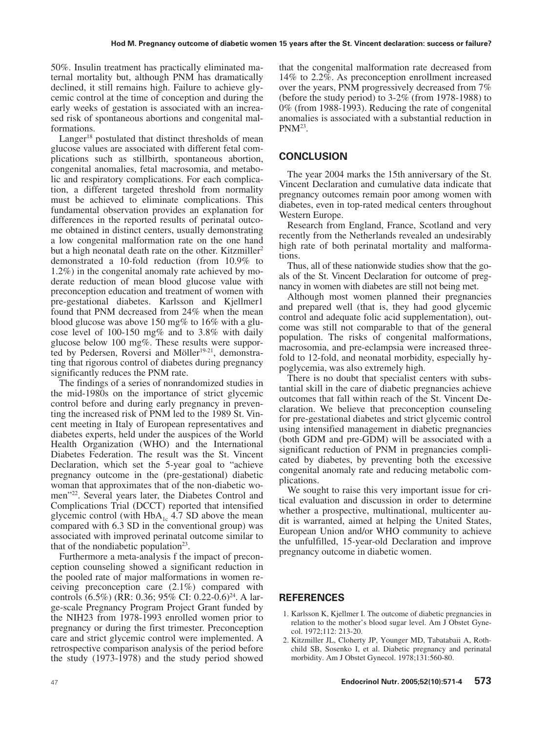50%. Insulin treatment has practically eliminated maternal mortality but, although PNM has dramatically declined, it still remains high. Failure to achieve glycemic control at the time of conception and during the early weeks of gestation is associated with an increased risk of spontaneous abortions and congenital malformations.

Langer[18] postulated that distinct thresholds of mean glucose values are associated with different fetal complications such as stillbirth, spontaneous abortion, congenital anomalies, fetal macrosomia, and metabolic and respiratory complications. For each complication, a different targeted threshold from normality must be achieved to eliminate complications. This fundamental observation provides an explanation for differences in the reported results of perinatal outcome obtained in distinct centers, usually demonstrating a low congenital malformation rate on the one hand but a high neonatal death rate on the other. Kitzmiller[2] demonstrated a 10-fold reduction (from 10.9% to 1.2%) in the congenital anomaly rate achieved by moderate reduction of mean blood glucose value with preconception education and treatment of women with pre-gestational diabetes. Karlsson and Kjellmer1 found that PNM decreased from 24% when the mean blood glucose was above 150 mg% to 16% with a glucose level of 100-150 mg% and to 3.8% with daily glucose below 100 mg%. These results were supported by Pedersen, Roversi and Möller[19-21], demonstrating that rigorous control of diabetes during pregnancy significantly reduces the PNM rate.

The findings of a series of nonrandomized studies in the mid-1980s on the importance of strict glycemic control before and during early pregnancy in preventing the increased risk of PNM led to the 1989 St. Vincent meeting in Italy of European representatives and diabetes experts, held under the auspices of the World Health Organization (WHO) and the International Diabetes Federation. The result was the St. Vincent Declaration, which set the 5-year goal to "achieve pregnancy outcome in the (pre-gestational) diabetic woman that approximates that of the non-diabetic women"[22]. Several years later, the Diabetes Control and Complications Trial (DCCT) reported that intensified glycemic control (with $HbA_{1c}$ 4.7 SD above the mean compared with 6.3 SD in the conventional group) was associated with improved perinatal outcome similar to that of the nondiabetic population[23].

Furthermore a meta-analysis f the impact of preconception counseling showed a significant reduction in the pooled rate of major malformations in women receiving preconception care (2.1%) compared with controls (6.5%) (RR: 0.36; 95% CI: 0.22-0.6)[24]. A large-scale Pregnancy Program Project Grant funded by the NIH23 from 1978-1993 enrolled women prior to pregnancy or during the first trimester. Preconception care and strict glycemic control were implemented. A retrospective comparison analysis of the period before the study (1973-1978) and the study period showed that the congenital malformation rate decreased from 14% to 2.2%. As preconception enrollment increased over the years, PNM progressively decreased from 7% (before the study period) to 3-2% (from 1978-1988) to 0% (from 1988-1993). Reducing the rate of congenital anomalies is associated with a substantial reduction in PNM[23].

## CONCLUSION

The year 2004 marks the 15th anniversary of the St. Vincent Declaration and cumulative data indicate that pregnancy outcomes remain poor among women with diabetes, even in top-rated medical centers throughout Western Europe.

Research from England, France, Scotland and very recently from the Netherlands revealed an undesirably high rate of both perinatal mortality and malformations.

Thus, all of these nationwide studies show that the goals of the St. Vincent Declaration for outcome of pregnancy in women with diabetes are still not being met.

Although most women planned their pregnancies and prepared well (that is, they had good glycemic control and adequate folic acid supplementation), outcome was still not comparable to that of the general population. The risks of congenital malformations, macrosomia, and pre-eclampsia were increased threefold to 12-fold, and neonatal morbidity, especially hypoglycemia, was also extremely high.

There is no doubt that specialist centers with substantial skill in the care of diabetic pregnancies achieve outcomes that fall within reach of the St. Vincent Declaration. We believe that preconception counseling for pre-gestational diabetes and strict glycemic control using intensified management in diabetic pregnancies (both GDM and pre-GDM) will be associated with a significant reduction of PNM in pregnancies complicated by diabetes, by preventing both the excessive congenital anomaly rate and reducing metabolic complications.

We sought to raise this very important issue for critical evaluation and discussion in order to determine whether a prospective, multinational, multicenter audit is warranted, aimed at helping the United States, European Union and/or WHO community to achieve the unfulfilled, 15-year-old Declaration and improve pregnancy outcome in diabetic women.

## REFERENCES

1. Karlsson K, Kjellmer I. The outcome of diabetic pregnancies in relation to the mother's blood sugar level. Am J Obstet Gynecol. 1972;112: 213-20.
2. Kitzmiller JL, Cloherty JP, Younger MD, Tabatabaii A, Rothchild SB, Sosenko I, et al. Diabetic pregnancy and perinatal morbidity. Am J Obstet Gynecol. 1978;131:560-80.